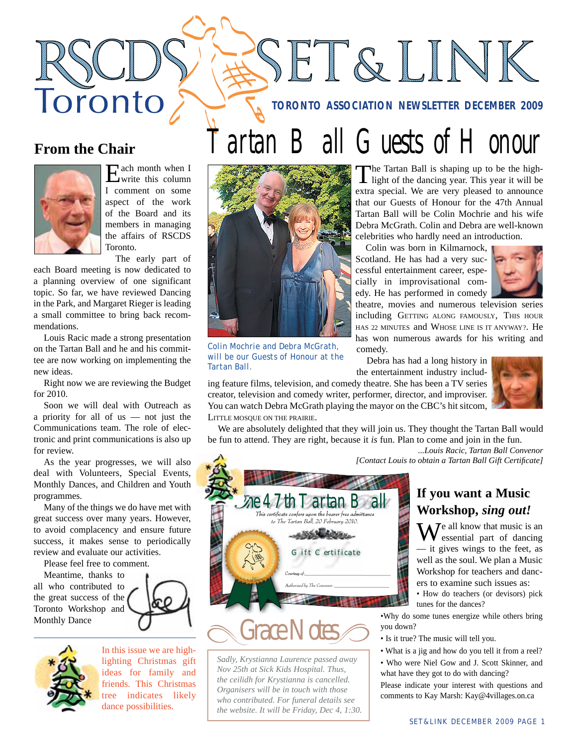# RSCDS Toronto SET & LINK

**TORONTO ASSOCIATION NEWSLETTER DECEMBER 2009**

## From the Chair

Each month when I write this column I comment on some aspect of the work of the Board and its members in managing the affairs of RSCDS Toronto.

The early part of each Board meeting is now dedicated to a planning overview of one significant topic. So far, we have reviewed Dancing in the Park, and Margaret Rieger is leading a small committee to bring back recommendations.

Louis Racic made a strong presentation on the Tartan Ball and he and his committee are now working on implementing the new ideas.

Right now we are reviewing the Budget for 2010.

Soon we will deal with Outreach as a priority for all of us — not just the Communications team. The role of electronic and print communications is also up for review.

As the year progresses, we will also deal with Volunteers, Special Events, Monthly Dances, and Children and Youth programmes.

Many of the things we do have met with great success over many years. However, to avoid complacency and ensure future success, it makes sense to periodically review and evaluate our activities.

Please feel free to comment.

Meantime, thanks to all who contributed to the great success of the Toronto Workshop and Monthly Dance

In this issue we are highlighting Christmas gift ideas for family and friends. This Christmas tree indicates likely dance possibilities.

## Tartan Ball Guests of Honour

Colin Mochrie and Debra McGrath, will be our Guests of Honour at the Tartan Ball.

The Tartan Ball is shaping up to be the highlight of the dancing year. This year it will be extra special. We are very pleased to announce that our Guests of Honour for the 47th Annual Tartan Ball will be Colin Mochrie and his wife Debra McGrath. Colin and Debra are well-known celebrities who hardly need an introduction.

Colin was born in Kilmarnock, Scotland. He has had a very successful entertainment career, especially in improvisational comedy. He has performed in comedy theatre, movies and numerous television series including GETTING ALONG FAMOUSLY, THIS HOUR HAS 22 MINUTES and WHOSE LINE IS IT ANYWAY?. He has won numerous awards for his writing and comedy.

Debra has had a long history in the entertainment industry including feature films, television, and comedy theatre. She has been a TV series creator, television and comedy writer, performer, director, and improviser. You can watch Debra McGrath playing the mayor on the CBC's hit sitcom, LITTLE MOSQUE ON THE PRAIRIE.

We are absolutely delighted that they will join us. They thought the Tartan Ball would be fun to attend. They are right, because it *is* fun. Plan to come and join in the fun.

*...Louis Racic, Tartan Ball Convenor*

*[Contact Louis to obtain a Tartan Ball Gift Certificate]*

**The 47th Tartan Ball**

*This certificate confers upon the bearer free admittance to The Tartan Ball, 20 February 2010.*

Gift Certificate

Courtesy of: ______________________

Authorised by The Convenor: ______________________

## Grace Notes

*Sadly, Krystianna Laurence passed away Nov 25th at Sick Kids Hospital. Thus, the ceilidh for Krystianna is cancelled. Organisers will be in touch with those who contributed. For funeral details see the website. It will be Friday, Dec 4, 1:30.*

## If you want a Music Workshop, *sing out!*

We all know that music is an essential part of dancing — it gives wings to the feet, as well as the soul. We plan a Music Workshop for teachers and dancers to examine such issues as:

- How do teachers (or devisors) pick tunes for the dances?
- Why do some tunes energize while others bring you down?
- Is it true? The music will tell you.
- What is a jig and how do you tell it from a reel?
- Who were Niel Gow and J. Scott Skinner, and what have they got to do with dancing?

Please indicate your interest with questions and comments to Kay Marsh: Kay@4villages.on.ca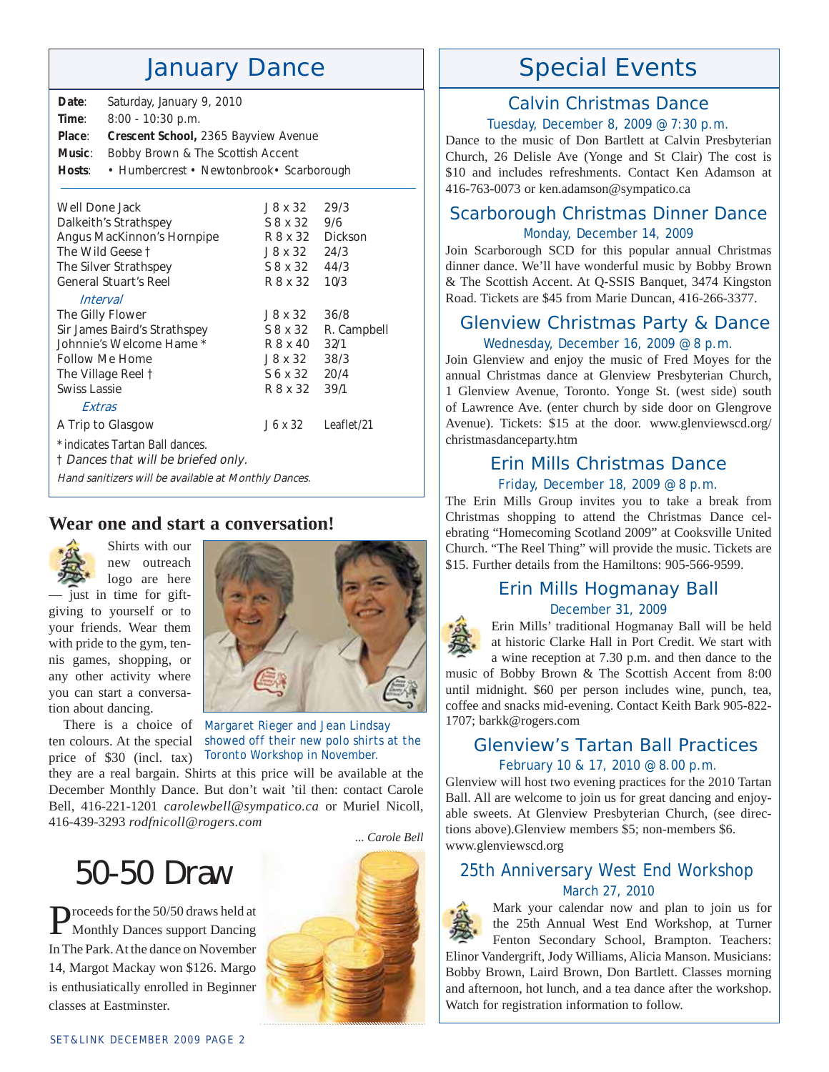# January Dance

**Date**: Saturday, January 9, 2010
**Time**: 8:00 - 10:30 p.m.
**Place**: **Crescent School,** 2365 Bayview Avenue
**Music**: Bobby Brown & The Scottish Accent
**Hosts**: • Humbercrest • Newtonbrook• Scarborough

| | | |
|---|---|---|
| Well Done Jack | J 8 x 32 | 29/3 |
| Dalkeith's Strathspey | S 8 x 32 | 9/6 |
| Angus MacKinnon's Hornpipe | R 8 x 32 | Dickson |
| The Wild Geese † | J 8 x 32 | 24/3 |
| The Silver Strathspey | S 8 x 32 | 44/3 |
| General Stuart's Reel | R 8 x 32 | 10/3 |
| *Interval* | | |
| The Gilly Flower | J 8 x 32 | 36/8 |
| Sir James Baird's Strathspey | S 8 x 32 | R. Campbell |
| Johnnie's Welcome Hame * | R 8 x 40 | 32/1 |
| Follow Me Home | J 8 x 32 | 38/3 |
| The Village Reel † | S 6 x 32 | 20/4 |
| Swiss Lassie | R 8 x 32 | 39/1 |
| *Extras* | | |
| A Trip to Glasgow | J 6 x 32 | Leaflet/21 |

* indicates Tartan Ball dances.
† *Dances that will be briefed only.*
*Hand sanitizers will be available at Monthly Dances.*

## Wear one and start a conversation!

Shirts with our new outreach logo are here — just in time for gift-giving to yourself or to your friends. Wear them with pride to the gym, tennis games, shopping, or any other activity where you can start a conversation about dancing.

There is a choice of ten colours. At the special price of $30 (incl. tax) they are a real bargain. Shirts at this price will be available at the December Monthly Dance. But don't wait 'til then: contact Carole Bell, 416-221-1201 *carolewbell@sympatico.ca* or Muriel Nicoll, 416-439-3293 *rodfnicoll@rogers.com*

*... Carole Bell*

Margaret Rieger and Jean Lindsay showed off their new polo shirts at the Toronto Workshop in November.

# 50-50 Draw

Proceeds for the 50/50 draws held at Monthly Dances support Dancing In The Park. At the dance on November 14, Margot Mackay won $126. Margo is enthusiatically enrolled in Beginner classes at Eastminster.

# Special Events

## Calvin Christmas Dance

Tuesday, December 8, 2009 @ 7:30 p.m.

Dance to the music of Don Bartlett at Calvin Presbyterian Church, 26 Delisle Ave (Yonge and St Clair) The cost is $10 and includes refreshments. Contact Ken Adamson at 416-763-0073 or ken.adamson@sympatico.ca

## Scarborough Christmas Dinner Dance

Monday, December 14, 2009

Join Scarborough SCD for this popular annual Christmas dinner dance. We'll have wonderful music by Bobby Brown & The Scottish Accent. At Q-SSIS Banquet, 3474 Kingston Road. Tickets are $45 from Marie Duncan, 416-266-3377.

## Glenview Christmas Party & Dance

Wednesday, December 16, 2009 @ 8 p.m.

Join Glenview and enjoy the music of Fred Moyes for the annual Christmas dance at Glenview Presbyterian Church, 1 Glenview Avenue, Toronto. Yonge St. (west side) south of Lawrence Ave. (enter church by side door on Glengrove Avenue). Tickets: $15 at the door. www.glenviewscd.org/christmasdanceparty.htm

## Erin Mills Christmas Dance

Friday, December 18, 2009 @ 8 p.m.

The Erin Mills Group invites you to take a break from Christmas shopping to attend the Christmas Dance celebrating "Homecoming Scotland 2009" at Cooksville United Church. "The Reel Thing" will provide the music. Tickets are $15. Further details from the Hamiltons: 905-566-9599.

## Erin Mills Hogmanay Ball

December 31, 2009

Erin Mills' traditional Hogmanay Ball will be held at historic Clarke Hall in Port Credit. We start with a wine reception at 7.30 p.m. and then dance to the music of Bobby Brown & The Scottish Accent from 8:00 until midnight. $60 per person includes wine, punch, tea, coffee and snacks mid-evening. Contact Keith Bark 905-822-1707; barkk@rogers.com

## Glenview's Tartan Ball Practices

February 10 & 17, 2010 @ 8.00 p.m.

Glenview will host two evening practices for the 2010 Tartan Ball. All are welcome to join us for great dancing and enjoyable sweets. At Glenview Presbyterian Church, (see directions above).Glenview members $5; non-members $6. www.glenviewscd.org

## 25th Anniversary West End Workshop

March 27, 2010

Mark your calendar now and plan to join us for the 25th Annual West End Workshop, at Turner Fenton Secondary School, Brampton. Teachers: Elinor Vandergrift, Jody Williams, Alicia Manson. Musicians: Bobby Brown, Laird Brown, Don Bartlett. Classes morning and afternoon, hot lunch, and a tea dance after the workshop. Watch for registration information to follow.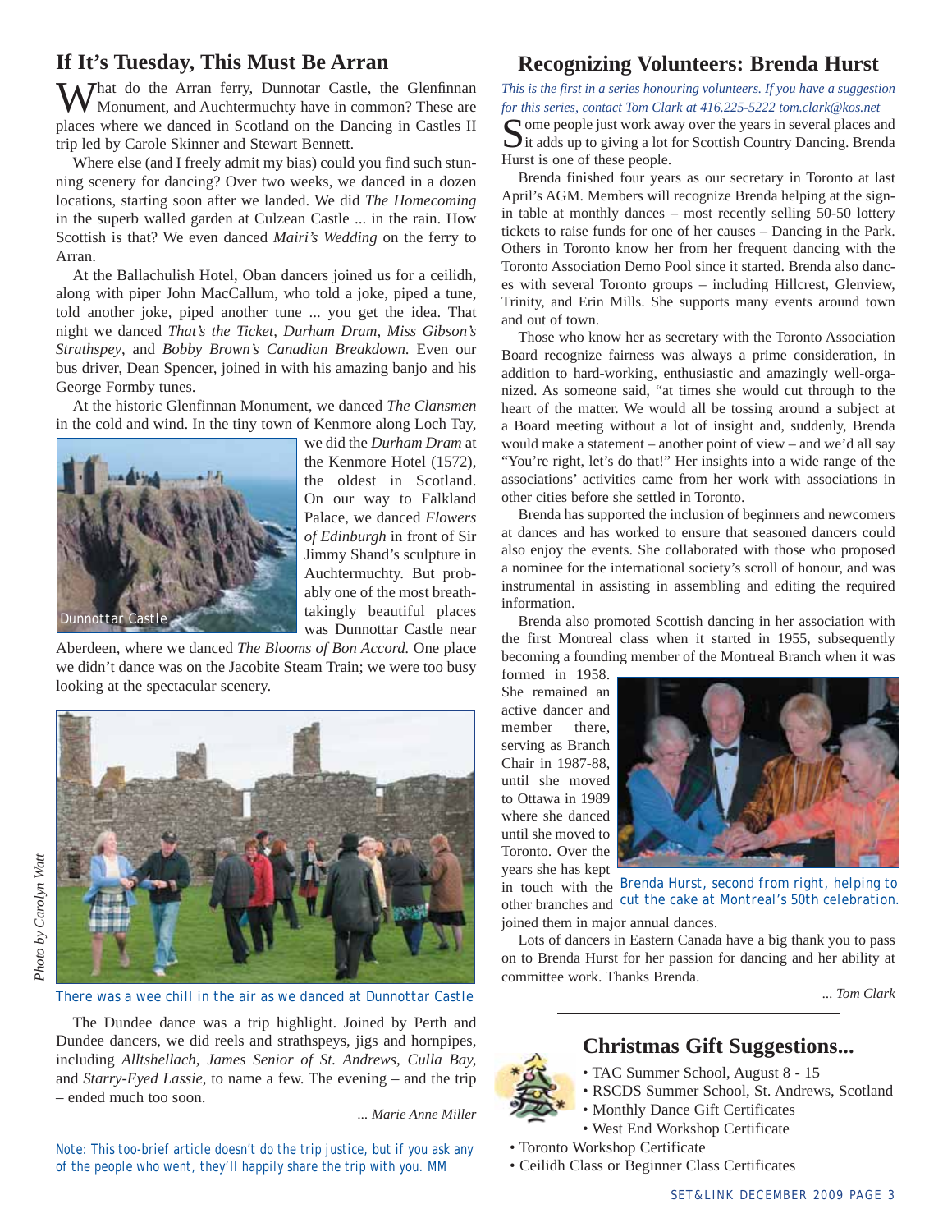## If It's Tuesday, This Must Be Arran

What do the Arran ferry, Dunnotar Castle, the Glenfinnan Monument, and Auchtermuchty have in common? These are places where we danced in Scotland on the Dancing in Castles II trip led by Carole Skinner and Stewart Bennett.

Where else (and I freely admit my bias) could you find such stunning scenery for dancing? Over two weeks, we danced in a dozen locations, starting soon after we landed. We did *The Homecoming* in the superb walled garden at Culzean Castle ... in the rain. How Scottish is that? We even danced *Mairi's Wedding* on the ferry to Arran.

At the Ballachulish Hotel, Oban dancers joined us for a ceilidh, along with piper John MacCallum, who told a joke, piped a tune, told another joke, piped another tune ... you get the idea. That night we danced *That's the Ticket, Durham Dram, Miss Gibson's Strathspey*, and *Bobby Brown's Canadian Breakdown.* Even our bus driver, Dean Spencer, joined in with his amazing banjo and his George Formby tunes.

At the historic Glenfinnan Monument, we danced *The Clansmen* in the cold and wind. In the tiny town of Kenmore along Loch Tay, we did the *Durham Dram* at the Kenmore Hotel (1572), the oldest in Scotland. On our way to Falkland Palace, we danced *Flowers of Edinburgh* in front of Sir Jimmy Shand's sculpture in Auchtermuchty. But probably one of the most breathtakingly beautiful places was Dunnottar Castle near Aberdeen, where we danced *The Blooms of Bon Accord.* One place we didn't dance was on the Jacobite Steam Train; we were too busy looking at the spectacular scenery.

Dunnottar Castle

Photo by Carolyn Watt

There was a wee chill in the air as we danced at Dunnottar Castle

The Dundee dance was a trip highlight. Joined by Perth and Dundee dancers, we did reels and strathspeys, jigs and hornpipes, including *Alltshellach, James Senior of St. Andrews, Culla Bay,* and *Starry-Eyed Lassie*, to name a few. The evening – and the trip – ended much too soon.

*... Marie Anne Miller*

Note: This too-brief article doesn't do the trip justice, but if you ask any of the people who went, they'll happily share the trip with you. MM

## Recognizing Volunteers: Brenda Hurst

*This is the first in a series honouring volunteers. If you have a suggestion for this series, contact Tom Clark at 416.225-5222 tom.clark@kos.net*

Some people just work away over the years in several places and it adds up to giving a lot for Scottish Country Dancing. Brenda Hurst is one of these people.

Brenda finished four years as our secretary in Toronto at last April's AGM. Members will recognize Brenda helping at the sign-in table at monthly dances – most recently selling 50-50 lottery tickets to raise funds for one of her causes – Dancing in the Park. Others in Toronto know her from her frequent dancing with the Toronto Association Demo Pool since it started. Brenda also dances with several Toronto groups – including Hillcrest, Glenview, Trinity, and Erin Mills. She supports many events around town and out of town.

Those who know her as secretary with the Toronto Association Board recognize fairness was always a prime consideration, in addition to hard-working, enthusiastic and amazingly well-organized. As someone said, "at times she would cut through to the heart of the matter. We would all be tossing around a subject at a Board meeting without a lot of insight and, suddenly, Brenda would make a statement – another point of view – and we'd all say "You're right, let's do that!" Her insights into a wide range of the associations' activities came from her work with associations in other cities before she settled in Toronto.

Brenda has supported the inclusion of beginners and newcomers at dances and has worked to ensure that seasoned dancers could also enjoy the events. She collaborated with those who proposed a nominee for the international society's scroll of honour, and was instrumental in assisting in assembling and editing the required information.

Brenda also promoted Scottish dancing in her association with the first Montreal class when it started in 1955, subsequently becoming a founding member of the Montreal Branch when it was formed in 1958. She remained an active dancer and member there, serving as Branch Chair in 1987-88, until she moved to Ottawa in 1989 where she danced until she moved to Toronto. Over the years she has kept in touch with the other branches and joined them in major annual dances.

Brenda Hurst, second from right, helping to cut the cake at Montreal's 50th celebration.

Lots of dancers in Eastern Canada have a big thank you to pass on to Brenda Hurst for her passion for dancing and her ability at committee work. Thanks Brenda.

*... Tom Clark*

## Christmas Gift Suggestions...

- TAC Summer School, August 8 - 15
- RSCDS Summer School, St. Andrews, Scotland
- Monthly Dance Gift Certificates
- West End Workshop Certificate
- Toronto Workshop Certificate
- Ceilidh Class or Beginner Class Certificates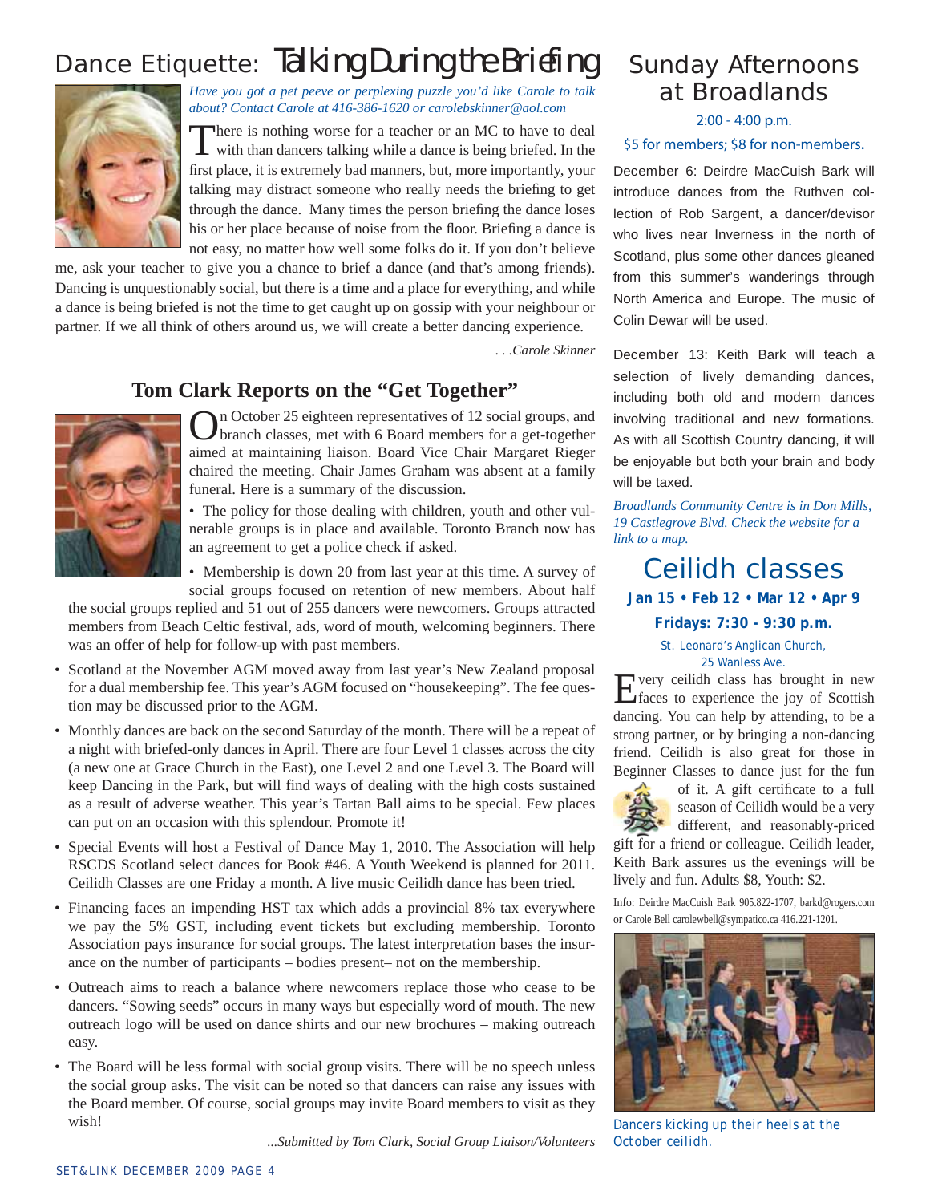# Dance Etiquette: Talking During the Briefing

*Have you got a pet peeve or perplexing puzzle you'd like Carole to talk about? Contact Carole at 416-386-1620 or carolebskinner@aol.com*

There is nothing worse for a teacher or an MC to have to deal with than dancers talking while a dance is being briefed. In the first place, it is extremely bad manners, but, more importantly, your talking may distract someone who really needs the briefing to get through the dance. Many times the person briefing the dance loses his or her place because of noise from the floor. Briefing a dance is not easy, no matter how well some folks do it. If you don't believe me, ask your teacher to give you a chance to brief a dance (and that's among friends). Dancing is unquestionably social, but there is a time and a place for everything, and while a dance is being briefed is not the time to get caught up on gossip with your neighbour or partner. If we all think of others around us, we will create a better dancing experience.

*. . .Carole Skinner*

## Tom Clark Reports on the "Get Together"

On October 25 eighteen representatives of 12 social groups, and branch classes, met with 6 Board members for a get-together aimed at maintaining liaison. Board Vice Chair Margaret Rieger chaired the meeting. Chair James Graham was absent at a family funeral. Here is a summary of the discussion.

- The policy for those dealing with children, youth and other vulnerable groups is in place and available. Toronto Branch now has an agreement to get a police check if asked.
- Membership is down 20 from last year at this time. A survey of social groups focused on retention of new members. About half the social groups replied and 51 out of 255 dancers were newcomers. Groups attracted members from Beach Celtic festival, ads, word of mouth, welcoming beginners. There was an offer of help for follow-up with past members.
- Scotland at the November AGM moved away from last year's New Zealand proposal for a dual membership fee. This year's AGM focused on "housekeeping". The fee question may be discussed prior to the AGM.
- Monthly dances are back on the second Saturday of the month. There will be a repeat of a night with briefed-only dances in April. There are four Level 1 classes across the city (a new one at Grace Church in the East), one Level 2 and one Level 3. The Board will keep Dancing in the Park, but will find ways of dealing with the high costs sustained as a result of adverse weather. This year's Tartan Ball aims to be special. Few places can put on an occasion with this splendour. Promote it!
- Special Events will host a Festival of Dance May 1, 2010. The Association will help RSCDS Scotland select dances for Book #46. A Youth Weekend is planned for 2011. Ceilidh Classes are one Friday a month. A live music Ceilidh dance has been tried.
- Financing faces an impending HST tax which adds a provincial 8% tax everywhere we pay the 5% GST, including event tickets but excluding membership. Toronto Association pays insurance for social groups. The latest interpretation bases the insurance on the number of participants – bodies present– not on the membership.
- Outreach aims to reach a balance where newcomers replace those who cease to be dancers. "Sowing seeds" occurs in many ways but especially word of mouth. The new outreach logo will be used on dance shirts and our new brochures – making outreach easy.
- The Board will be less formal with social group visits. There will be no speech unless the social group asks. The visit can be noted so that dancers can raise any issues with the Board member. Of course, social groups may invite Board members to visit as they wish!

*...Submitted by Tom Clark, Social Group Liaison/Volunteers*

## Sunday Afternoons at Broadlands

2:00 - 4:00 p.m.

$5 for members; $8 for non-members.

December 6: Deirdre MacCuish Bark will introduce dances from the Ruthven collection of Rob Sargent, a dancer/devisor who lives near Inverness in the north of Scotland, plus some other dances gleaned from this summer's wanderings through North America and Europe. The music of Colin Dewar will be used.

December 13: Keith Bark will teach a selection of lively demanding dances, including both old and modern dances involving traditional and new formations. As with all Scottish Country dancing, it will be enjoyable but both your brain and body will be taxed.

*Broadlands Community Centre is in Don Mills, 19 Castlegrove Blvd. Check the website for a link to a map.*

## Ceilidh classes

**Jan 15 • Feb 12 • Mar 12 • Apr 9**

**Fridays: 7:30 - 9:30 p.m.**

St. Leonard's Anglican Church, 25 Wanless Ave.

Every ceilidh class has brought in new faces to experience the joy of Scottish dancing. You can help by attending, to be a strong partner, or by bringing a non-dancing friend. Ceilidh is also great for those in Beginner Classes to dance just for the fun of it. A gift certificate to a full season of Ceilidh would be a very different, and reasonably-priced gift for a friend or colleague. Ceilidh leader, Keith Bark assures us the evenings will be lively and fun. Adults $8, Youth: $2.

Info: Deirdre MacCuish Bark 905.822-1707, barkd@rogers.com or Carole Bell carolewbell@sympatico.ca 416.221-1201.

Dancers kicking up their heels at the October ceilidh.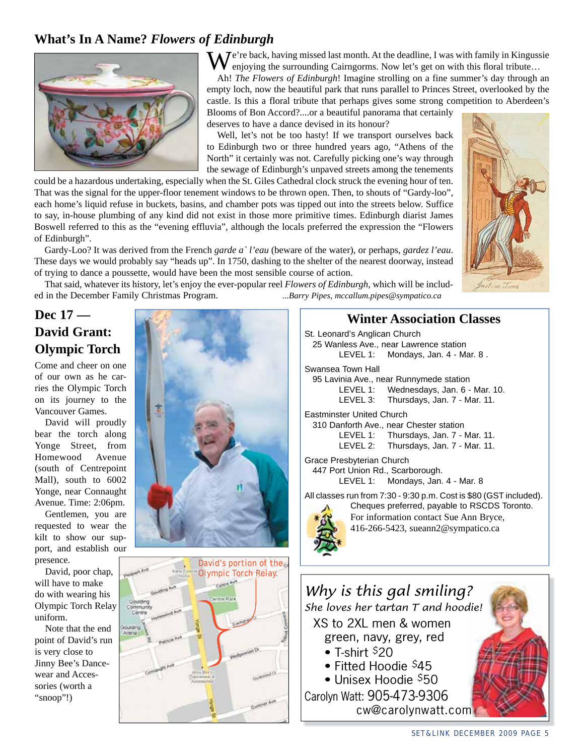## What's In A Name? *Flowers of Edinburgh*

We're back, having missed last month. At the deadline, I was with family in Kingussie enjoying the surrounding Cairngorms. Now let's get on with this floral tribute…

Ah! *The Flowers of Edinburgh*! Imagine strolling on a fine summer's day through an empty loch, now the beautiful park that runs parallel to Princes Street, overlooked by the castle. Is this a floral tribute that perhaps gives some strong competition to Aberdeen's Blooms of Bon Accord?....or a beautiful panorama that certainly deserves to have a dance devised in its honour?

Well, let's not be too hasty! If we transport ourselves back to Edinburgh two or three hundred years ago, "Athens of the North" it certainly was not. Carefully picking one's way through the sewage of Edinburgh's unpaved streets among the tenements could be a hazardous undertaking, especially when the St. Giles Cathedral clock struck the evening hour of ten. That was the signal for the upper-floor tenement windows to be thrown open. Then, to shouts of "Gardy-loo", each home's liquid refuse in buckets, basins, and chamber pots was tipped out into the streets below. Suffice to say, in-house plumbing of any kind did not exist in those more primitive times. Edinburgh diarist James Boswell referred to this as the "evening effluvia", although the locals preferred the expression the "Flowers of Edinburgh".

Gardy-Loo? It was derived from the French *garde a` l'eau* (beware of the water), or perhaps, *gardez l'eau*. These days we would probably say "heads up". In 1750, dashing to the shelter of the nearest doorway, instead of trying to dance a poussette, would have been the most sensible course of action.

That said, whatever its history, let's enjoy the ever-popular reel *Flowers of Edinburgh*, which will be included in the December Family Christmas Program. *...Barry Pipes, mccallum.pipes@sympatico.ca*

## Dec 17 — David Grant: Olympic Torch

Come and cheer on one of our own as he carries the Olympic Torch on its journey to the Vancouver Games.

David will proudly bear the torch along Yonge Street, from Homewood Avenue (south of Centrepoint Mall), south to 6002 Yonge, near Connaught Avenue. Time: 2:06pm.

Gentlemen, you are requested to wear the kilt to show our support, and establish our presence.

David, poor chap, will have to make do with wearing his Olympic Torch Relay uniform.

Note that the end point of David's run is very close to Jinny Bee's Dancewear and Accessories (worth a "snoop"!)

David's portion of the Olympic Torch Relay.

## Winter Association Classes

St. Leonard's Anglican Church
25 Wanless Ave., near Lawrence station
LEVEL 1: Mondays, Jan. 4 - Mar. 8 .

Swansea Town Hall
95 Lavinia Ave., near Runnymede station
LEVEL 1: Wednesdays, Jan. 6 - Mar. 10.
LEVEL 3: Thursdays, Jan. 7 - Mar. 11.

Eastminster United Church
310 Danforth Ave., near Chester station
LEVEL 1: Thursdays, Jan. 7 - Mar. 11.
LEVEL 2: Thursdays, Jan. 7 - Mar. 11.

Grace Presbyterian Church
447 Port Union Rd., Scarborough.
LEVEL 1: Mondays, Jan. 4 - Mar. 8

All classes run from 7:30 - 9:30 p.m. Cost is $80 (GST included). Cheques preferred, payable to RSCDS Toronto. For information contact Sue Ann Bryce, 416-266-5423, sueann2@sympatico.ca

## Why is this gal smiling?

*She loves her tartan T and hoodie!*

XS to 2XL men & women
green, navy, grey, red

- T-shirt $20
- Fitted Hoodie $45
- Unisex Hoodie $50

Carolyn Watt: 905-473-9306
cw@carolynwatt.com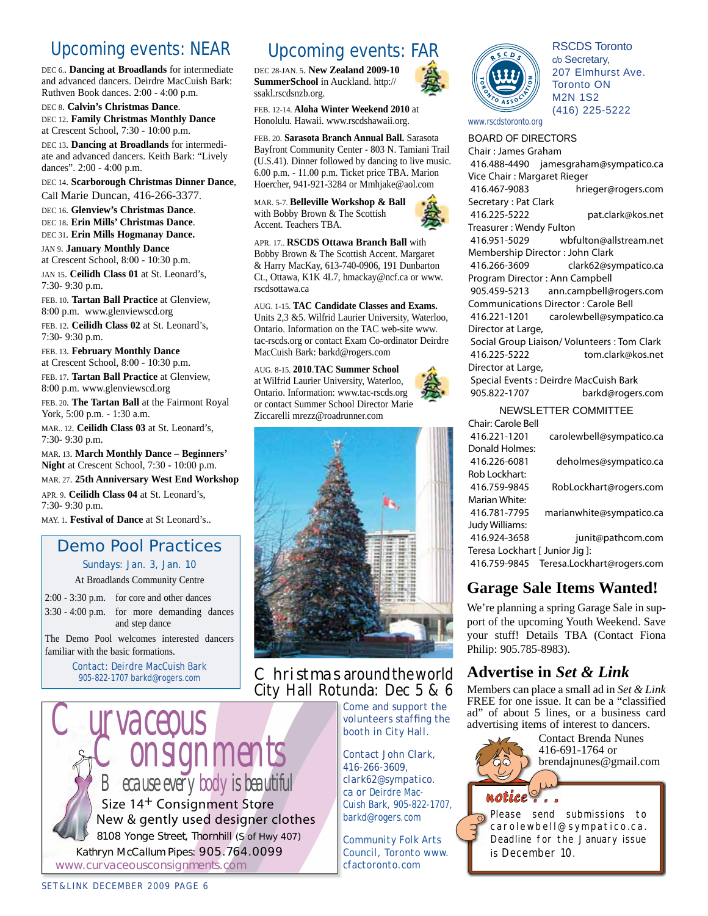## Upcoming events: NEAR

DEC 6.. **Dancing at Broadlands** for intermediate and advanced dancers. Deirdre MacCuish Bark: Ruthven Book dances. 2:00 - 4:00 p.m.

DEC 8. **Calvin's Christmas Dance**.

DEC 12. **Family Christmas Monthly Dance** at Crescent School, 7:30 - 10:00 p.m.

DEC 13. **Dancing at Broadlands** for intermediate and advanced dancers. Keith Bark: "Lively dances". 2:00 - 4:00 p.m.

DEC 14. **Scarborough Christmas Dinner Dance**, Call Marie Duncan, 416-266-3377.

DEC 16. **Glenview's Christmas Dance**.

DEC 18. **Erin Mills' Christmas Dance**.

DEC 31. **Erin Mills Hogmanay Dance.**

JAN 9. **January Monthly Dance** at Crescent School, 8:00 - 10:30 p.m.

JAN 15. **Ceilidh Class 01** at St. Leonard's, 7:30- 9:30 p.m.

FEB. 10. **Tartan Ball Practice** at Glenview, 8:00 p.m. www.glenviewscd.org

FEB. 12. **Ceilidh Class 02** at St. Leonard's, 7:30- 9:30 p.m.

FEB. 13. **February Monthly Dance** at Crescent School, 8:00 - 10:30 p.m.

FEB. 17. **Tartan Ball Practice** at Glenview, 8:00 p.m. www.glenviewscd.org

FEB. 20. **The Tartan Ball** at the Fairmont Royal York, 5:00 p.m. - 1:30 a.m.

MAR.. 12. **Ceilidh Class 03** at St. Leonard's, 7:30- 9:30 p.m.

MAR. 13. **March Monthly Dance – Beginners' Night** at Crescent School, 7:30 - 10:00 p.m.

MAR. 27. **25th Anniversary West End Workshop**

APR. 9. **Ceilidh Class 04** at St. Leonard's, 7:30- 9:30 p.m.

MAY. 1. **Festival of Dance** at St Leonard's..

## Demo Pool Practices

Sundays: Jan. 3, Jan. 10

At Broadlands Community Centre

| | |
|---|---|
| 2:00 - 3:30 p.m. | for core and other dances |
| 3:30 - 4:00 p.m. | for more demanding dances and step dance |

The Demo Pool welcomes interested dancers familiar with the basic formations.

Contact: Deirdre MacCuish Bark
905-822-1707 barkd@rogers.com

## Upcoming events: FAR

DEC 28-JAN. 5. **New Zealand 2009-10 SummerSchool** in Auckland. http://ssakl.rscdsnzb.org.

FEB. 12-14. **Aloha Winter Weekend 2010** at Honolulu. Hawaii. www.rscdshawaii.org.

FEB. 20. **Sarasota Branch Annual Ball.** Sarasota Bayfront Community Center - 803 N. Tamiani Trail (U.S.41). Dinner followed by dancing to live music. 6.00 p.m. - 11.00 p.m. Ticket price TBA. Marion Hoercher, 941-921-3284 or Mmhjake@aol.com

MAR. 5-7. **Belleville Workshop & Ball** with Bobby Brown & The Scottish Accent. Teachers TBA.

APR. 17.. **RSCDS Ottawa Branch Ball** with Bobby Brown & The Scottish Accent. Margaret & Harry MacKay, 613-740-0906, 191 Dunbarton Ct., Ottawa, K1K 4L7, hmackay@ncf.ca or www.rscdsottawa.ca

AUG. 1-15. **TAC Candidate Classes and Exams.** Units 2,3 &5. Wilfrid Laurier University, Waterloo, Ontario. Information on the TAC web-site www.tac-rscds.org or contact Exam Co-ordinator Deirdre MacCuish Bark: barkd@rogers.com

AUG. 8-15. **2010.TAC Summer School** at Wilfrid Laurier University, Waterloo, Ontario. Information: www.tac-rscds.org or contact Summer School Director Marie Ziccarelli mrezz@roadrunner.com

## Christmas around the world City Hall Rotunda: Dec 5 & 6

Come and support the volunteers staffing the booth in City Hall.

Contact John Clark, 416-266-3609, clark62@sympatico.ca or Deirdre MacCuish Bark, 905-822-1707, barkd@rogers.com

Community Folk Arts Council, Toronto www.cfactoronto.com

## Curvaceous Consignments

Because every body is beautiful

Size 14+ Consignment Store

New & gently used designer clothes

8108 Yonge Street, Thornhill (S of Hwy 407)

Kathryn McCallum Pipes: 905.764.0099

www.curvaceousconsignments.com

---

RSCDS Toronto
c/o Secretary,
207 Elmhurst Ave.
Toronto ON
M2N 1S2
(416) 225-5222

www.rscdstoronto.org

BOARD OF DIRECTORS

Chair : James Graham
416.488-4490 jamesgraham@sympatico.ca

Vice Chair : Margaret Rieger
416.467-9083 hrieger@rogers.com

Secretary : Pat Clark
416.225-5222 pat.clark@kos.net

Treasurer : Wendy Fulton
416.951-5029 wbfulton@allstream.net

Membership Director : John Clark
416.266-3609 clark62@sympatico.ca

Program Director : Ann Campbell
905.459-5213 ann.campbell@rogers.com

Communications Director : Carole Bell
416.221-1201 carolewbell@sympatico.ca

Director at Large,
Social Group Liaison/ Volunteers : Tom Clark
416.225-5222 tom.clark@kos.net

Director at Large,
Special Events : Deirdre MacCuish Bark
905.822-1707 barkd@rogers.com

NEWSLETTER COMMITTEE

Chair: Carole Bell
416.221-1201 carolewbell@sympatico.ca

Donald Holmes:
416.226-6081 deholmes@sympatico.ca

Rob Lockhart:
416.759-9845 RobLockhart@rogers.com

Marian White:
416.781-7795 marianwhite@sympatico.ca

Judy Williams:
416.924-3658 junit@pathcom.com

Teresa Lockhart [ Junior Jig ]:
416.759-9845 Teresa.Lockhart@rogers.com

## Garage Sale Items Wanted!

We're planning a spring Garage Sale in support of the upcoming Youth Weekend. Save your stuff! Details TBA (Contact Fiona Philip: 905.785-8983).

## Advertise in *Set & Link*

Members can place a small ad in *Set & Link* FREE for one issue. It can be a "classified ad" of about 5 lines, or a business card advertising items of interest to dancers.

Contact Brenda Nunes
416-691-1764 or
brendajnunes@gmail.com

**notice . . .**

Please send submissions to carolewbell@sympatico.ca. Deadline for the January issue is December 10.